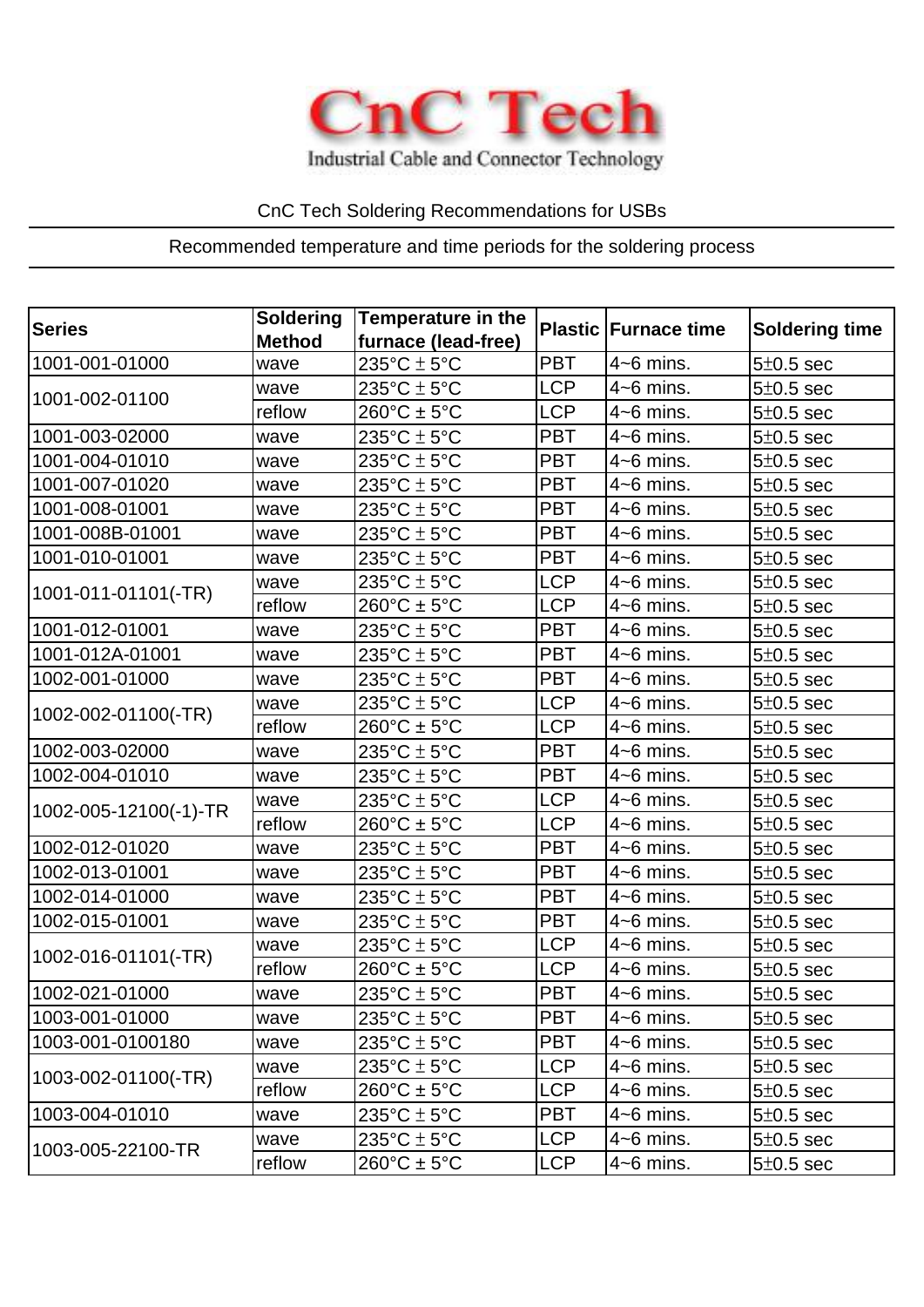# CnC Tech

Industrial Cable and Connector Technology

CnC Tech Soldering Recommendations for USBs

Recommended temperature and time periods for the soldering process

| Series | Soldering Method | Temperature in the furnace (lead-free) | Plastic | Furnace time | Soldering time |
|---|---|---|---|---|---|
| 1001-001-01000 | wave | 235°C ± 5°C | PBT | 4~6 mins. | 5±0.5 sec |
| 1001-002-01100 | wave | 235°C ± 5°C | LCP | 4~6 mins. | 5±0.5 sec |
| | reflow | 260°C ± 5°C | LCP | 4~6 mins. | 5±0.5 sec |
| 1001-003-02000 | wave | 235°C ± 5°C | PBT | 4~6 mins. | 5±0.5 sec |
| 1001-004-01010 | wave | 235°C ± 5°C | PBT | 4~6 mins. | 5±0.5 sec |
| 1001-007-01020 | wave | 235°C ± 5°C | PBT | 4~6 mins. | 5±0.5 sec |
| 1001-008-01001 | wave | 235°C ± 5°C | PBT | 4~6 mins. | 5±0.5 sec |
| 1001-008B-01001 | wave | 235°C ± 5°C | PBT | 4~6 mins. | 5±0.5 sec |
| 1001-010-01001 | wave | 235°C ± 5°C | PBT | 4~6 mins. | 5±0.5 sec |
| 1001-011-01101(-TR) | wave | 235°C ± 5°C | LCP | 4~6 mins. | 5±0.5 sec |
| | reflow | 260°C ± 5°C | LCP | 4~6 mins. | 5±0.5 sec |
| 1001-012-01001 | wave | 235°C ± 5°C | PBT | 4~6 mins. | 5±0.5 sec |
| 1001-012A-01001 | wave | 235°C ± 5°C | PBT | 4~6 mins. | 5±0.5 sec |
| 1002-001-01000 | wave | 235°C ± 5°C | PBT | 4~6 mins. | 5±0.5 sec |
| 1002-002-01100(-TR) | wave | 235°C ± 5°C | LCP | 4~6 mins. | 5±0.5 sec |
| | reflow | 260°C ± 5°C | LCP | 4~6 mins. | 5±0.5 sec |
| 1002-003-02000 | wave | 235°C ± 5°C | PBT | 4~6 mins. | 5±0.5 sec |
| 1002-004-01010 | wave | 235°C ± 5°C | PBT | 4~6 mins. | 5±0.5 sec |
| 1002-005-12100(-1)-TR | wave | 235°C ± 5°C | LCP | 4~6 mins. | 5±0.5 sec |
| | reflow | 260°C ± 5°C | LCP | 4~6 mins. | 5±0.5 sec |
| 1002-012-01020 | wave | 235°C ± 5°C | PBT | 4~6 mins. | 5±0.5 sec |
| 1002-013-01001 | wave | 235°C ± 5°C | PBT | 4~6 mins. | 5±0.5 sec |
| 1002-014-01000 | wave | 235°C ± 5°C | PBT | 4~6 mins. | 5±0.5 sec |
| 1002-015-01001 | wave | 235°C ± 5°C | PBT | 4~6 mins. | 5±0.5 sec |
| 1002-016-01101(-TR) | wave | 235°C ± 5°C | LCP | 4~6 mins. | 5±0.5 sec |
| | reflow | 260°C ± 5°C | LCP | 4~6 mins. | 5±0.5 sec |
| 1002-021-01000 | wave | 235°C ± 5°C | PBT | 4~6 mins. | 5±0.5 sec |
| 1003-001-01000 | wave | 235°C ± 5°C | PBT | 4~6 mins. | 5±0.5 sec |
| 1003-001-0100180 | wave | 235°C ± 5°C | PBT | 4~6 mins. | 5±0.5 sec |
| 1003-002-01100(-TR) | wave | 235°C ± 5°C | LCP | 4~6 mins. | 5±0.5 sec |
| | reflow | 260°C ± 5°C | LCP | 4~6 mins. | 5±0.5 sec |
| 1003-004-01010 | wave | 235°C ± 5°C | PBT | 4~6 mins. | 5±0.5 sec |
| 1003-005-22100-TR | wave | 235°C ± 5°C | LCP | 4~6 mins. | 5±0.5 sec |
| | reflow | 260°C ± 5°C | LCP | 4~6 mins. | 5±0.5 sec |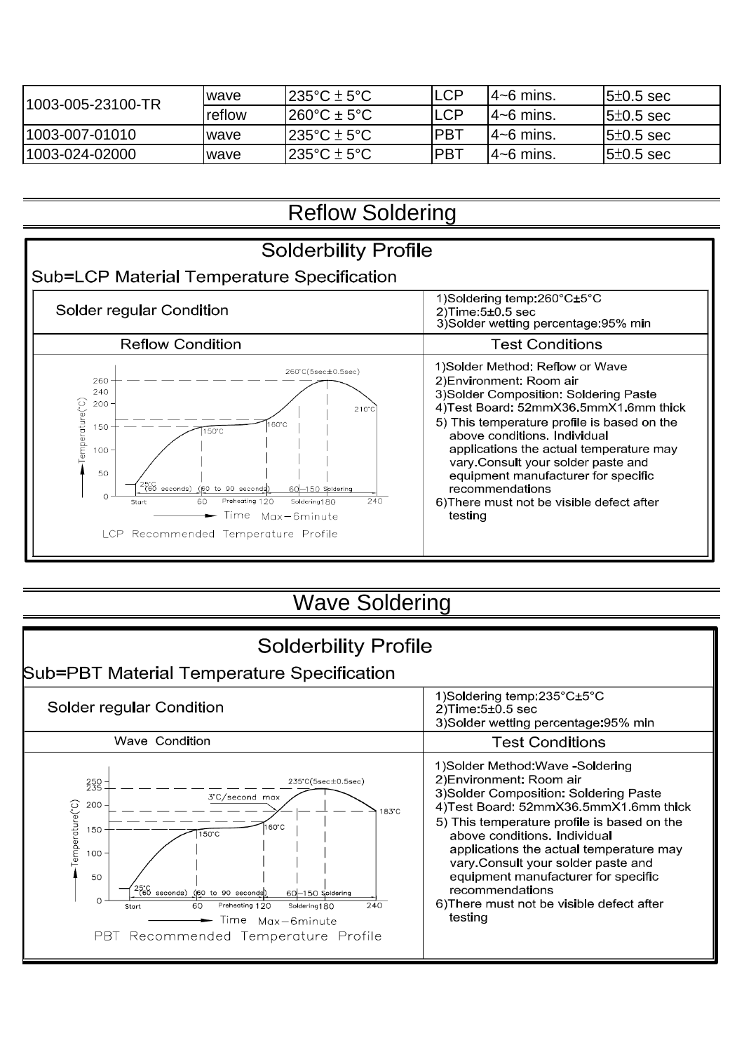| | | | | | |
|---|---|---|---|---|---|
| 1003-005-23100-TR | wave | 235°C ± 5°C | LCP | 4~6 mins. | 5±0.5 sec |
| | reflow | 260°C ± 5°C | LCP | 4~6 mins. | 5±0.5 sec |
| 1003-007-01010 | wave | 235°C ± 5°C | PBT | 4~6 mins. | 5±0.5 sec |
| 1003-024-02000 | wave | 235°C ± 5°C | PBT | 4~6 mins. | 5±0.5 sec |

# Reflow Soldering

## Solderbility Profile

### Sub=LCP Material Temperature Specification

| Solder regular Condition | 1)Soldering temp:260°C±5°C<br>2)Time:5±0.5 sec<br>3)Solder wetting percentage:95% min |
|---|---|
| **Reflow Condition** | **Test Conditions** |
| (chart) | 1)Solder Method: Reflow or Wave<br>2)Environment: Room air<br>3)Solder Composition: Soldering Paste<br>4)Test Board: 52mmX36.5mmX1.6mm thick<br>5) This temperature profile is based on the above conditions. Individual applications the actual temperature may vary.Consult your solder paste and equipment manufacturer for specific recommendations<br>6)There must not be visible defect after testing |

260°C(5sec±0.5sec)
Temperature(°C)
260
240
200
150
100
50
0
210°C
160°C
150°C
25°C
(60 seconds) (60 to 90 seconds) 60—150 Soldering
Start 60 Preheating 120 Soldering180 240
Time Max—6minute
LCP Recommended Temperature Profile

# Wave Soldering

## Solderbility Profile

### Sub=PBT Material Temperature Specification

| Solder regular Condition | 1)Soldering temp:235°C±5°C<br>2)Time:5±0.5 sec<br>3)Solder wetting percentage:95% min |
|---|---|
| **Wave Condition** | **Test Conditions** |
| (chart) | 1)Solder Method:Wave -Soldering<br>2)Environment: Room air<br>3)Solder Composition: Soldering Paste<br>4)Test Board: 52mmX36.5mmX1.6mm thick<br>5) This temperature profile is based on the above conditions. Individual applications the actual temperature may vary.Consult your solder paste and equipment manufacturer for specific recommendations<br>6)There must not be visible defect after testing |

235°C(5sec±0.5sec)
3°C/second max
Temperature(°C)
250
235
200
150
100
50
0
183°C
160°C
150°C
25°C
(60 seconds) (60 to 90 seconds) 60—150 Soldering
Start 60 Preheating 120 Soldering180 240
Time Max—6minute
PBT Recommended Temperature Profile